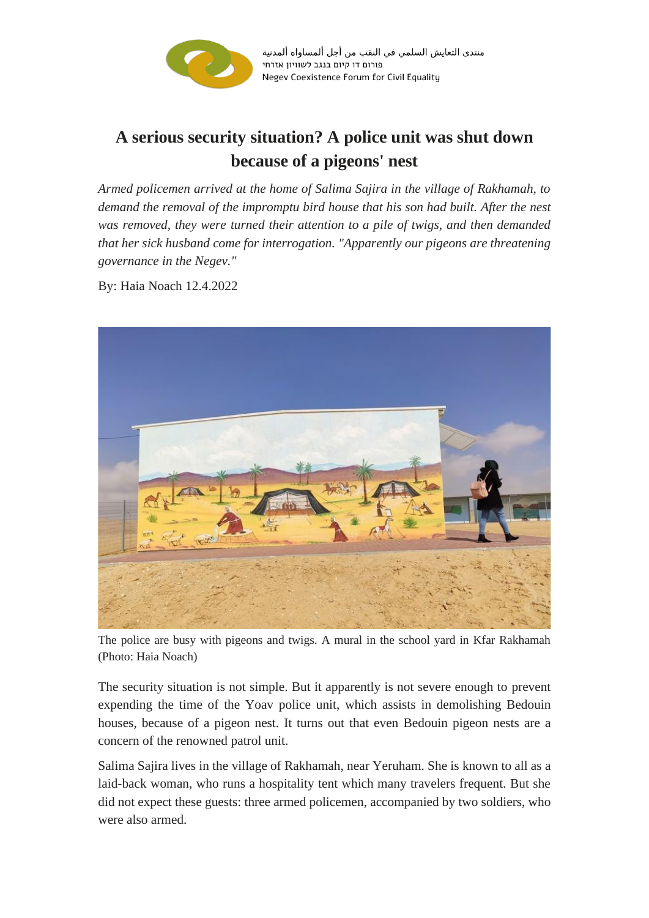منتدى التعايش السلمي في النقب من أجل ألمساواه ألمدنية
פורום דו קיום בנגב לשוויון אזרחי
Negev Coexistence Forum for Civil Equality

# A serious security situation? A police unit was shut down because of a pigeons' nest

*Armed policemen arrived at the home of Salima Sajira in the village of Rakhamah, to demand the removal of the impromptu bird house that his son had built. After the nest was removed, they were turned their attention to a pile of twigs, and then demanded that her sick husband come for interrogation. "Apparently our pigeons are threatening governance in the Negev."*

By: Haia Noach 12.4.2022

The police are busy with pigeons and twigs. A mural in the school yard in Kfar Rakhamah (Photo: Haia Noach)

The security situation is not simple. But it apparently is not severe enough to prevent expending the time of the Yoav police unit, which assists in demolishing Bedouin houses, because of a pigeon nest. It turns out that even Bedouin pigeon nests are a concern of the renowned patrol unit.

Salima Sajira lives in the village of Rakhamah, near Yeruham. She is known to all as a laid-back woman, who runs a hospitality tent which many travelers frequent. But she did not expect these guests: three armed policemen, accompanied by two soldiers, who were also armed.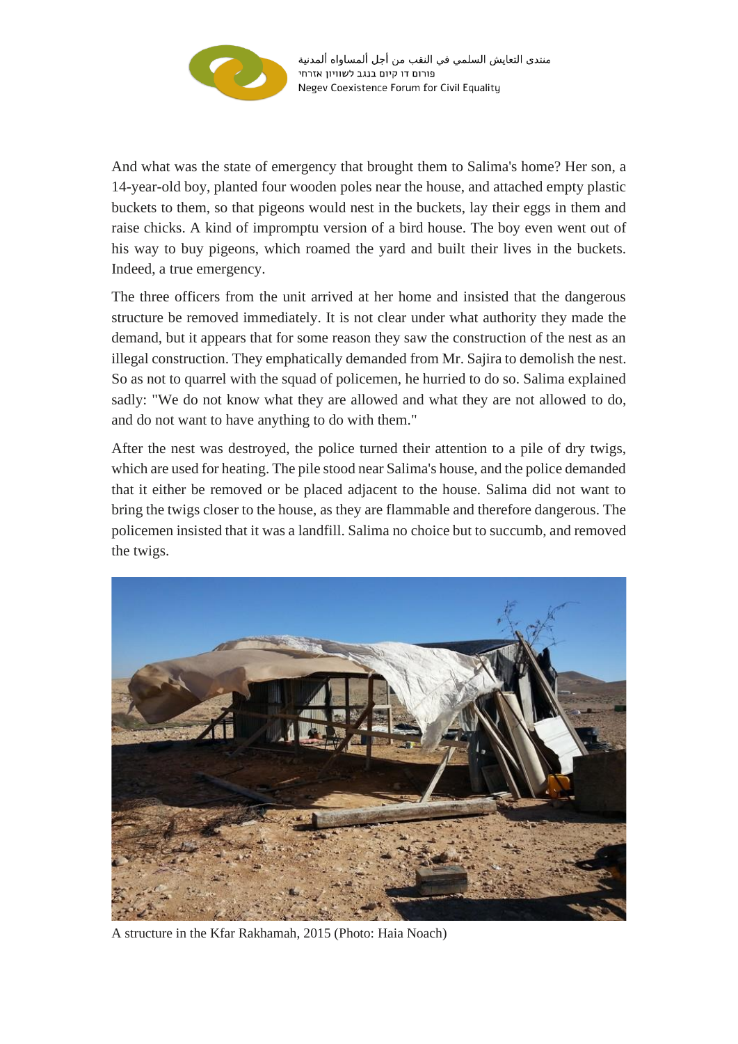And what was the state of emergency that brought them to Salima's home? Her son, a 14-year-old boy, planted four wooden poles near the house, and attached empty plastic buckets to them, so that pigeons would nest in the buckets, lay their eggs in them and raise chicks. A kind of impromptu version of a bird house. The boy even went out of his way to buy pigeons, which roamed the yard and built their lives in the buckets. Indeed, a true emergency.

The three officers from the unit arrived at her home and insisted that the dangerous structure be removed immediately. It is not clear under what authority they made the demand, but it appears that for some reason they saw the construction of the nest as an illegal construction. They emphatically demanded from Mr. Sajira to demolish the nest. So as not to quarrel with the squad of policemen, he hurried to do so. Salima explained sadly: "We do not know what they are allowed and what they are not allowed to do, and do not want to have anything to do with them."

After the nest was destroyed, the police turned their attention to a pile of dry twigs, which are used for heating. The pile stood near Salima's house, and the police demanded that it either be removed or be placed adjacent to the house. Salima did not want to bring the twigs closer to the house, as they are flammable and therefore dangerous. The policemen insisted that it was a landfill. Salima no choice but to succumb, and removed the twigs.

A structure in the Kfar Rakhamah, 2015 (Photo: Haia Noach)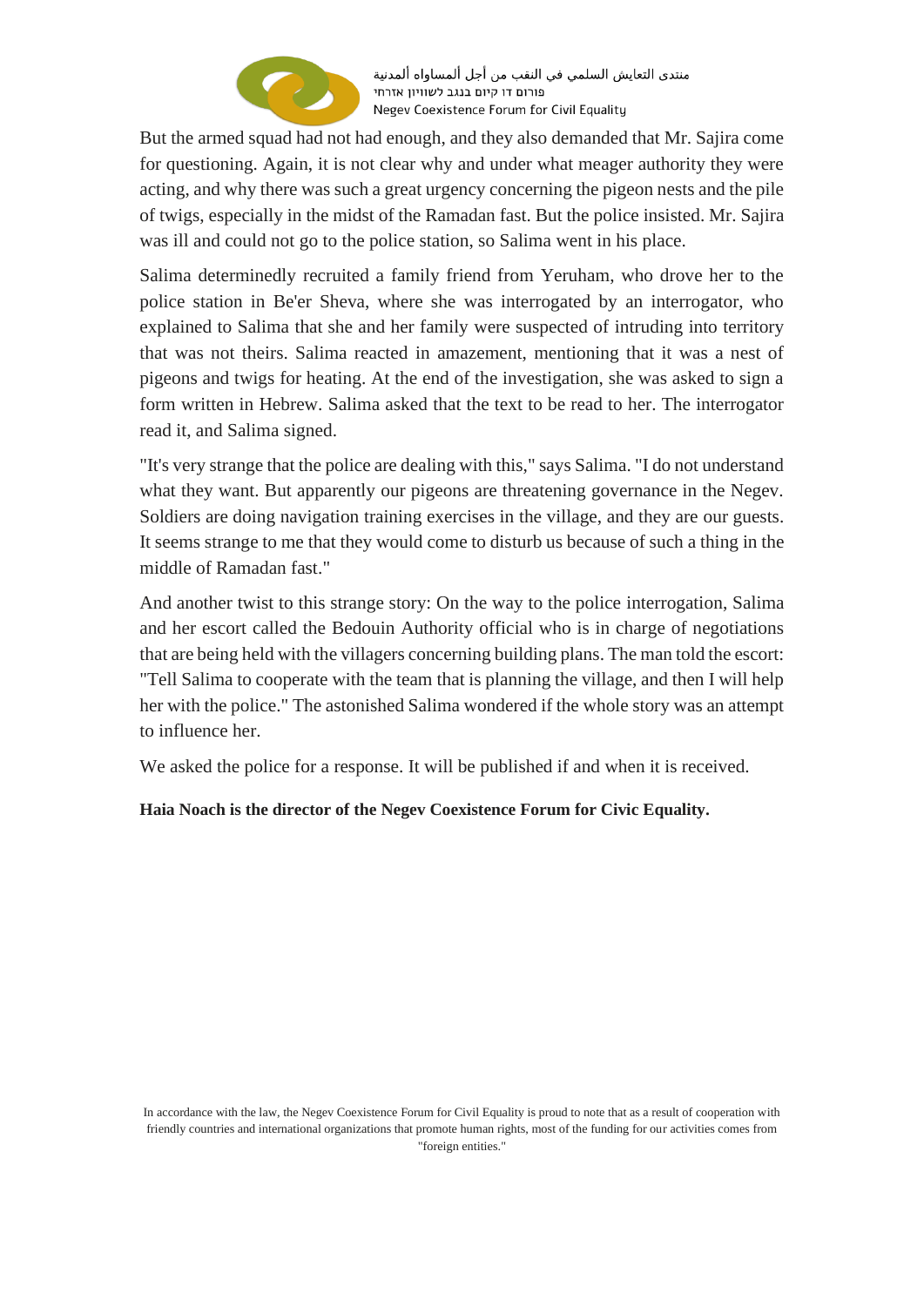But the armed squad had not had enough, and they also demanded that Mr. Sajira come for questioning. Again, it is not clear why and under what meager authority they were acting, and why there was such a great urgency concerning the pigeon nests and the pile of twigs, especially in the midst of the Ramadan fast. But the police insisted. Mr. Sajira was ill and could not go to the police station, so Salima went in his place.

Salima determinedly recruited a family friend from Yeruham, who drove her to the police station in Be'er Sheva, where she was interrogated by an interrogator, who explained to Salima that she and her family were suspected of intruding into territory that was not theirs. Salima reacted in amazement, mentioning that it was a nest of pigeons and twigs for heating. At the end of the investigation, she was asked to sign a form written in Hebrew. Salima asked that the text to be read to her. The interrogator read it, and Salima signed.

"It's very strange that the police are dealing with this," says Salima. "I do not understand what they want. But apparently our pigeons are threatening governance in the Negev. Soldiers are doing navigation training exercises in the village, and they are our guests. It seems strange to me that they would come to disturb us because of such a thing in the middle of Ramadan fast."

And another twist to this strange story: On the way to the police interrogation, Salima and her escort called the Bedouin Authority official who is in charge of negotiations that are being held with the villagers concerning building plans. The man told the escort: "Tell Salima to cooperate with the team that is planning the village, and then I will help her with the police." The astonished Salima wondered if the whole story was an attempt to influence her.

We asked the police for a response. It will be published if and when it is received.

**Haia Noach is the director of the Negev Coexistence Forum for Civic Equality.**

In accordance with the law, the Negev Coexistence Forum for Civil Equality is proud to note that as a result of cooperation with friendly countries and international organizations that promote human rights, most of the funding for our activities comes from "foreign entities."